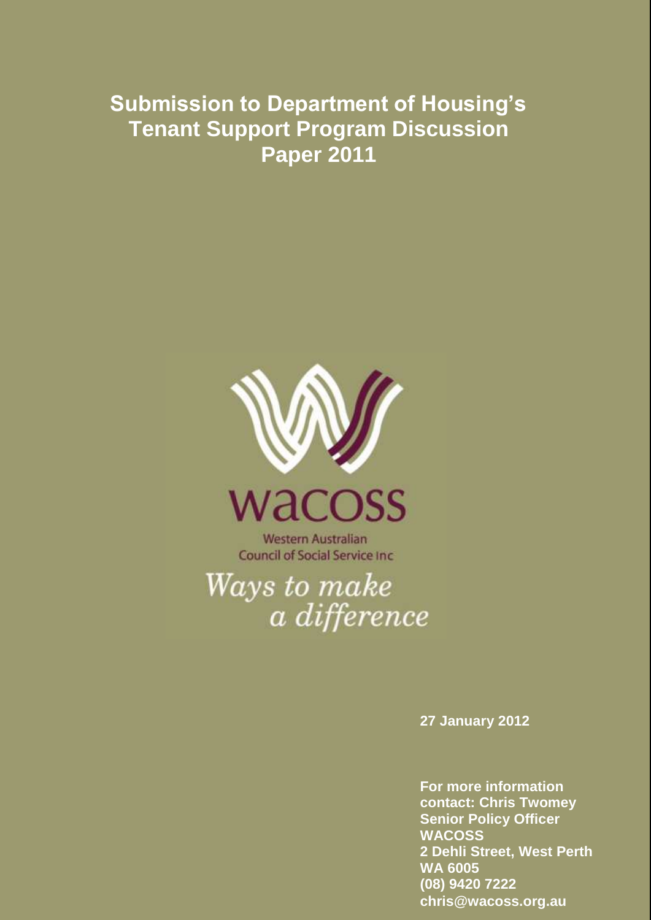# Submission to Department of Housing's Tenant Support Program Discussion Paper 2011

wacoss

Western Australian Council of Social Service Inc

*Ways to make a difference*

**27 January 2012**

**For more information contact: Chris Twomey**
**Senior Policy Officer**
**WACOSS**
**2 Dehli Street, West Perth**
**WA 6005**
**(08) 9420 7222**
**chris@wacoss.org.au**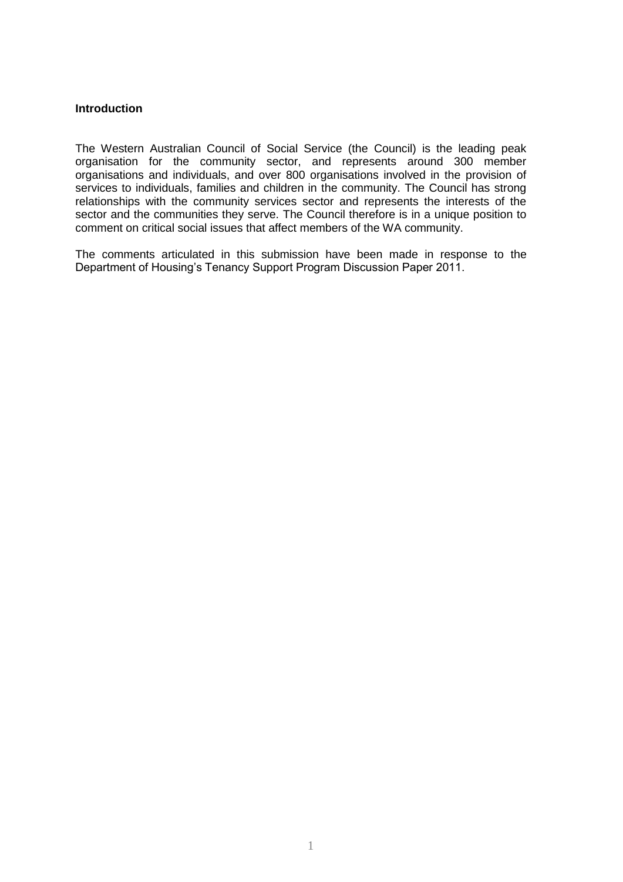**Introduction**

The Western Australian Council of Social Service (the Council) is the leading peak organisation for the community sector, and represents around 300 member organisations and individuals, and over 800 organisations involved in the provision of services to individuals, families and children in the community. The Council has strong relationships with the community services sector and represents the interests of the sector and the communities they serve. The Council therefore is in a unique position to comment on critical social issues that affect members of the WA community.

The comments articulated in this submission have been made in response to the Department of Housing's Tenancy Support Program Discussion Paper 2011.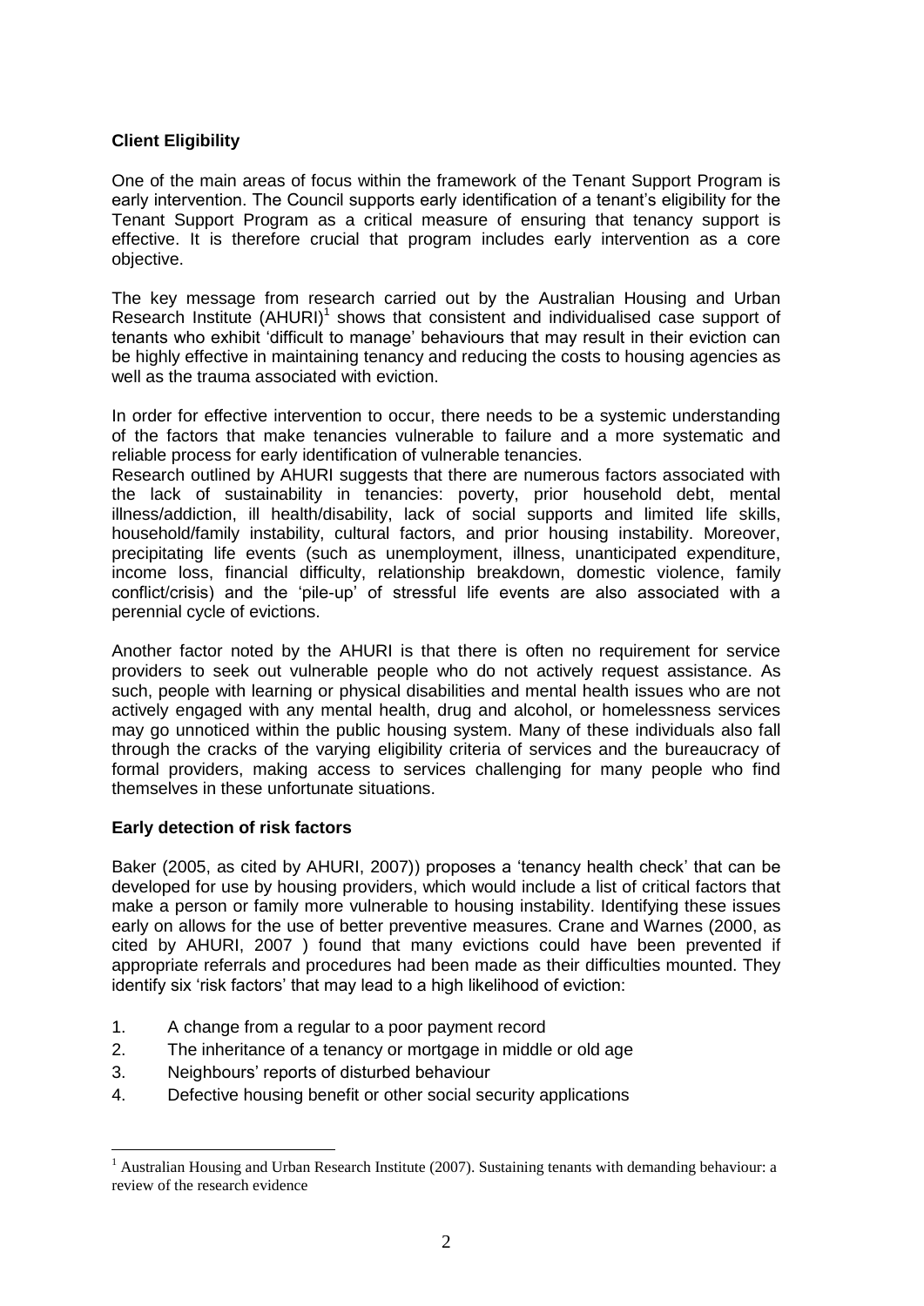**Client Eligibility**

One of the main areas of focus within the framework of the Tenant Support Program is early intervention. The Council supports early identification of a tenant's eligibility for the Tenant Support Program as a critical measure of ensuring that tenancy support is effective. It is therefore crucial that program includes early intervention as a core objective.

The key message from research carried out by the Australian Housing and Urban Research Institute (AHURI)[1] shows that consistent and individualised case support of tenants who exhibit 'difficult to manage' behaviours that may result in their eviction can be highly effective in maintaining tenancy and reducing the costs to housing agencies as well as the trauma associated with eviction.

In order for effective intervention to occur, there needs to be a systemic understanding of the factors that make tenancies vulnerable to failure and a more systematic and reliable process for early identification of vulnerable tenancies.

Research outlined by AHURI suggests that there are numerous factors associated with the lack of sustainability in tenancies: poverty, prior household debt, mental illness/addiction, ill health/disability, lack of social supports and limited life skills, household/family instability, cultural factors, and prior housing instability. Moreover, precipitating life events (such as unemployment, illness, unanticipated expenditure, income loss, financial difficulty, relationship breakdown, domestic violence, family conflict/crisis) and the 'pile-up' of stressful life events are also associated with a perennial cycle of evictions.

Another factor noted by the AHURI is that there is often no requirement for service providers to seek out vulnerable people who do not actively request assistance. As such, people with learning or physical disabilities and mental health issues who are not actively engaged with any mental health, drug and alcohol, or homelessness services may go unnoticed within the public housing system. Many of these individuals also fall through the cracks of the varying eligibility criteria of services and the bureaucracy of formal providers, making access to services challenging for many people who find themselves in these unfortunate situations.

**Early detection of risk factors**

Baker (2005, as cited by AHURI, 2007)) proposes a 'tenancy health check' that can be developed for use by housing providers, which would include a list of critical factors that make a person or family more vulnerable to housing instability. Identifying these issues early on allows for the use of better preventive measures. Crane and Warnes (2000, as cited by AHURI, 2007 ) found that many evictions could have been prevented if appropriate referrals and procedures had been made as their difficulties mounted. They identify six 'risk factors' that may lead to a high likelihood of eviction:

1. A change from a regular to a poor payment record
2. The inheritance of a tenancy or mortgage in middle or old age
3. Neighbours' reports of disturbed behaviour
4. Defective housing benefit or other social security applications

[1] Australian Housing and Urban Research Institute (2007). Sustaining tenants with demanding behaviour: a review of the research evidence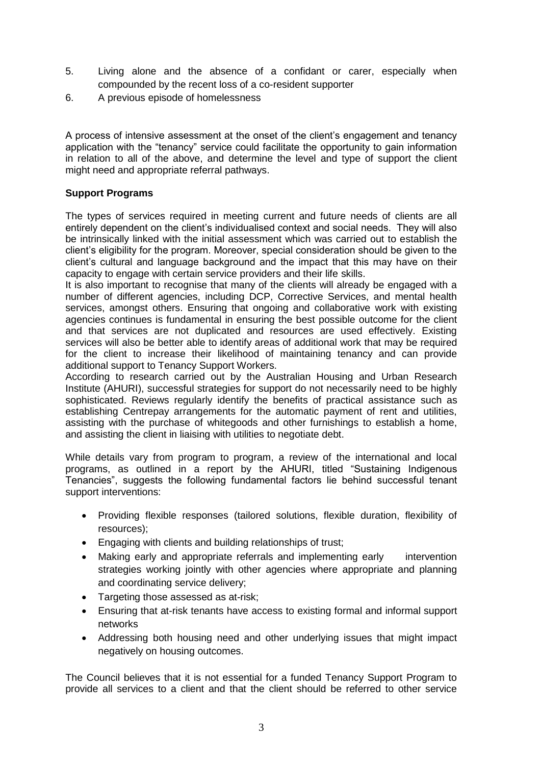5. Living alone and the absence of a confidant or carer, especially when compounded by the recent loss of a co-resident supporter
6. A previous episode of homelessness

A process of intensive assessment at the onset of the client's engagement and tenancy application with the "tenancy" service could facilitate the opportunity to gain information in relation to all of the above, and determine the level and type of support the client might need and appropriate referral pathways.

**Support Programs**

The types of services required in meeting current and future needs of clients are all entirely dependent on the client's individualised context and social needs. They will also be intrinsically linked with the initial assessment which was carried out to establish the client's eligibility for the program. Moreover, special consideration should be given to the client's cultural and language background and the impact that this may have on their capacity to engage with certain service providers and their life skills.

It is also important to recognise that many of the clients will already be engaged with a number of different agencies, including DCP, Corrective Services, and mental health services, amongst others. Ensuring that ongoing and collaborative work with existing agencies continues is fundamental in ensuring the best possible outcome for the client and that services are not duplicated and resources are used effectively. Existing services will also be better able to identify areas of additional work that may be required for the client to increase their likelihood of maintaining tenancy and can provide additional support to Tenancy Support Workers.

According to research carried out by the Australian Housing and Urban Research Institute (AHURI), successful strategies for support do not necessarily need to be highly sophisticated. Reviews regularly identify the benefits of practical assistance such as establishing Centrepay arrangements for the automatic payment of rent and utilities, assisting with the purchase of whitegoods and other furnishings to establish a home, and assisting the client in liaising with utilities to negotiate debt.

While details vary from program to program, a review of the international and local programs, as outlined in a report by the AHURI, titled "Sustaining Indigenous Tenancies", suggests the following fundamental factors lie behind successful tenant support interventions:

- Providing flexible responses (tailored solutions, flexible duration, flexibility of resources);
- Engaging with clients and building relationships of trust;
- Making early and appropriate referrals and implementing early intervention strategies working jointly with other agencies where appropriate and planning and coordinating service delivery;
- Targeting those assessed as at-risk;
- Ensuring that at-risk tenants have access to existing formal and informal support networks
- Addressing both housing need and other underlying issues that might impact negatively on housing outcomes.

The Council believes that it is not essential for a funded Tenancy Support Program to provide all services to a client and that the client should be referred to other service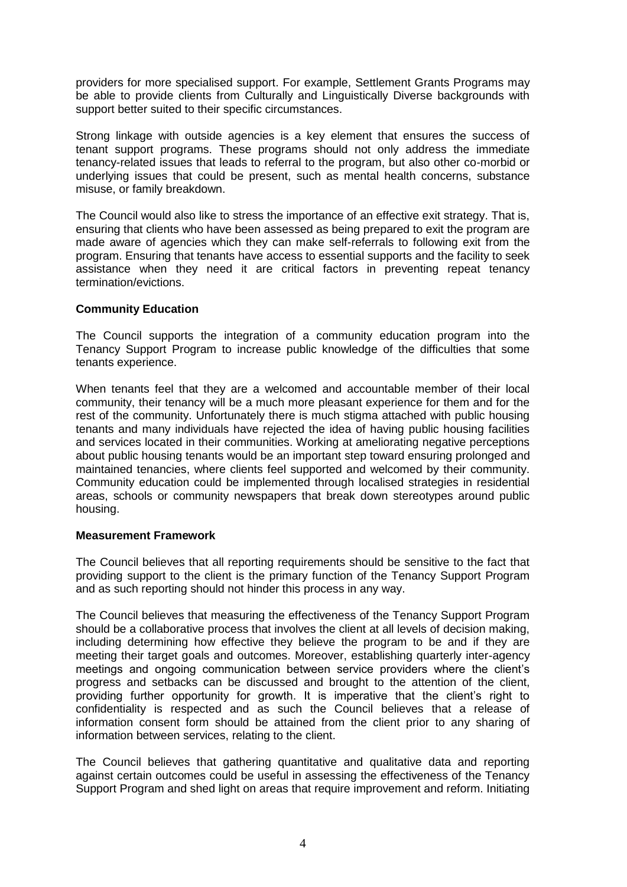providers for more specialised support. For example, Settlement Grants Programs may be able to provide clients from Culturally and Linguistically Diverse backgrounds with support better suited to their specific circumstances.

Strong linkage with outside agencies is a key element that ensures the success of tenant support programs. These programs should not only address the immediate tenancy-related issues that leads to referral to the program, but also other co-morbid or underlying issues that could be present, such as mental health concerns, substance misuse, or family breakdown.

The Council would also like to stress the importance of an effective exit strategy. That is, ensuring that clients who have been assessed as being prepared to exit the program are made aware of agencies which they can make self-referrals to following exit from the program. Ensuring that tenants have access to essential supports and the facility to seek assistance when they need it are critical factors in preventing repeat tenancy termination/evictions.

**Community Education**

The Council supports the integration of a community education program into the Tenancy Support Program to increase public knowledge of the difficulties that some tenants experience.

When tenants feel that they are a welcomed and accountable member of their local community, their tenancy will be a much more pleasant experience for them and for the rest of the community. Unfortunately there is much stigma attached with public housing tenants and many individuals have rejected the idea of having public housing facilities and services located in their communities. Working at ameliorating negative perceptions about public housing tenants would be an important step toward ensuring prolonged and maintained tenancies, where clients feel supported and welcomed by their community. Community education could be implemented through localised strategies in residential areas, schools or community newspapers that break down stereotypes around public housing.

**Measurement Framework**

The Council believes that all reporting requirements should be sensitive to the fact that providing support to the client is the primary function of the Tenancy Support Program and as such reporting should not hinder this process in any way.

The Council believes that measuring the effectiveness of the Tenancy Support Program should be a collaborative process that involves the client at all levels of decision making, including determining how effective they believe the program to be and if they are meeting their target goals and outcomes. Moreover, establishing quarterly inter-agency meetings and ongoing communication between service providers where the client's progress and setbacks can be discussed and brought to the attention of the client, providing further opportunity for growth. It is imperative that the client's right to confidentiality is respected and as such the Council believes that a release of information consent form should be attained from the client prior to any sharing of information between services, relating to the client.

The Council believes that gathering quantitative and qualitative data and reporting against certain outcomes could be useful in assessing the effectiveness of the Tenancy Support Program and shed light on areas that require improvement and reform. Initiating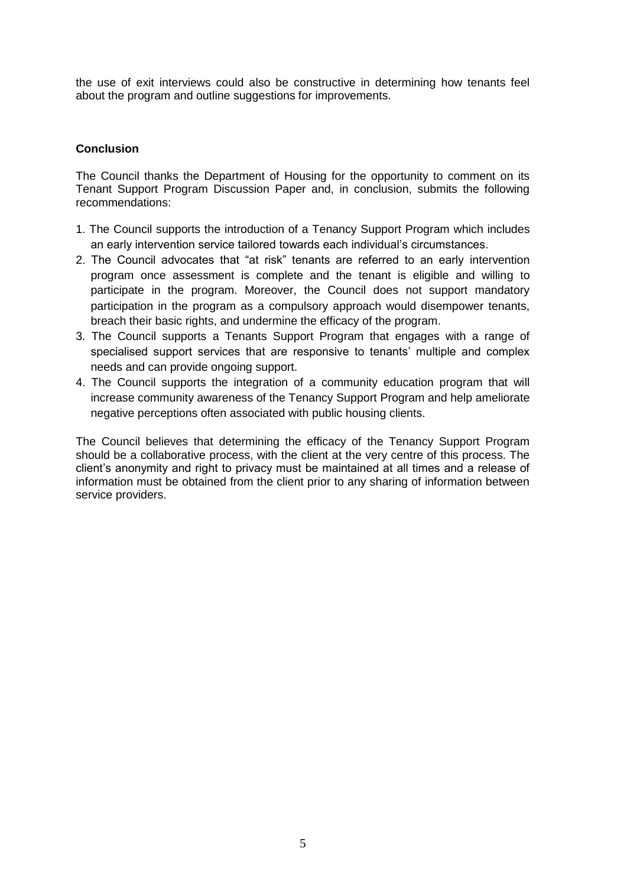the use of exit interviews could also be constructive in determining how tenants feel about the program and outline suggestions for improvements.

## Conclusion

The Council thanks the Department of Housing for the opportunity to comment on its Tenant Support Program Discussion Paper and, in conclusion, submits the following recommendations:

1. The Council supports the introduction of a Tenancy Support Program which includes an early intervention service tailored towards each individual's circumstances.
2. The Council advocates that "at risk" tenants are referred to an early intervention program once assessment is complete and the tenant is eligible and willing to participate in the program. Moreover, the Council does not support mandatory participation in the program as a compulsory approach would disempower tenants, breach their basic rights, and undermine the efficacy of the program.
3. The Council supports a Tenants Support Program that engages with a range of specialised support services that are responsive to tenants' multiple and complex needs and can provide ongoing support.
4. The Council supports the integration of a community education program that will increase community awareness of the Tenancy Support Program and help ameliorate negative perceptions often associated with public housing clients.

The Council believes that determining the efficacy of the Tenancy Support Program should be a collaborative process, with the client at the very centre of this process. The client's anonymity and right to privacy must be maintained at all times and a release of information must be obtained from the client prior to any sharing of information between service providers.